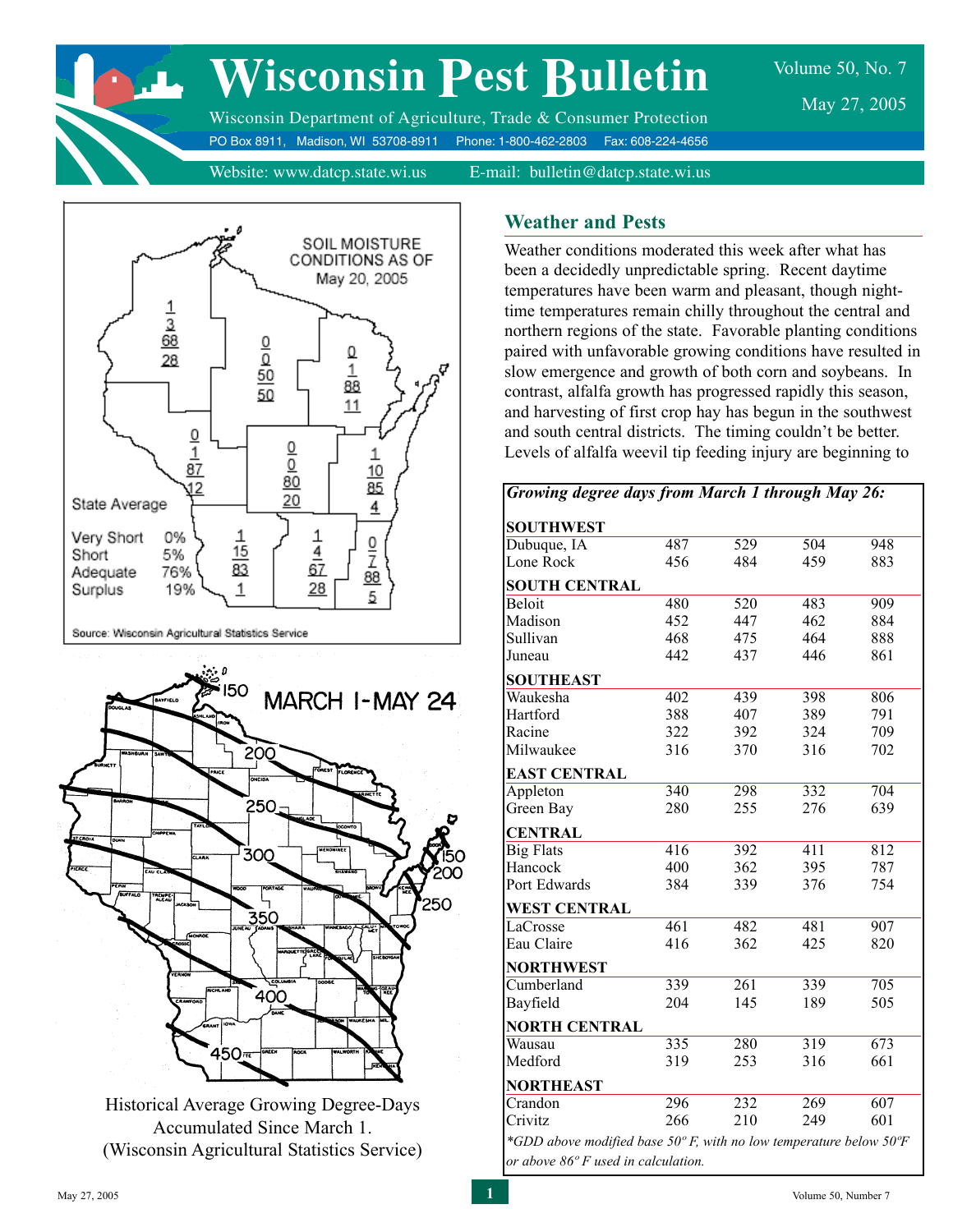# Wisconsin Pest Bulletin

Wisconsin Department of Agriculture, Trade & Consumer Protection

PO Box 8911, Madison, WI 53708-8911 Phone: 1-800-462-2803 Fax: 608-224-4656

Website: www.datcp.state.wi.us E-mail: bulletin@datcp.state.wi.us

Volume 50, No. 7

May 27, 2005

SOIL MOISTURE CONDITIONS AS OF May 20, 2005

| State Average | |
|---|---|
| Very Short | 0% |
| Short | 5% |
| Adequate | 76% |
| Surplus | 19% |

Source: Wisconsin Agricultural Statistics Service

MARCH 1-MAY 24

Historical Average Growing Degree-Days Accumulated Since March 1. (Wisconsin Agricultural Statistics Service)

## Weather and Pests

Weather conditions moderated this week after what has been a decidedly unpredictable spring. Recent daytime temperatures have been warm and pleasant, though night-time temperatures remain chilly throughout the central and northern regions of the state. Favorable planting conditions paired with unfavorable growing conditions have resulted in slow emergence and growth of both corn and soybeans. In contrast, alfalfa growth has progressed rapidly this season, and harvesting of first crop hay has begun in the southwest and south central districts. The timing couldn't be better. Levels of alfalfa weevil tip feeding injury are beginning to

***Growing degree days from March 1 through May 26:***

| | | | | |
|---|---|---|---|---|
| **SOUTHWEST** | | | | |
| Dubuque, IA | 487 | 529 | 504 | 948 |
| Lone Rock | 456 | 484 | 459 | 883 |
| **SOUTH CENTRAL** | | | | |
| Beloit | 480 | 520 | 483 | 909 |
| Madison | 452 | 447 | 462 | 884 |
| Sullivan | 468 | 475 | 464 | 888 |
| Juneau | 442 | 437 | 446 | 861 |
| **SOUTHEAST** | | | | |
| Waukesha | 402 | 439 | 398 | 806 |
| Hartford | 388 | 407 | 389 | 791 |
| Racine | 322 | 392 | 324 | 709 |
| Milwaukee | 316 | 370 | 316 | 702 |
| **EAST CENTRAL** | | | | |
| Appleton | 340 | 298 | 332 | 704 |
| Green Bay | 280 | 255 | 276 | 639 |
| **CENTRAL** | | | | |
| Big Flats | 416 | 392 | 411 | 812 |
| Hancock | 400 | 362 | 395 | 787 |
| Port Edwards | 384 | 339 | 376 | 754 |
| **WEST CENTRAL** | | | | |
| LaCrosse | 461 | 482 | 481 | 907 |
| Eau Claire | 416 | 362 | 425 | 820 |
| **NORTHWEST** | | | | |
| Cumberland | 339 | 261 | 339 | 705 |
| Bayfield | 204 | 145 | 189 | 505 |
| **NORTH CENTRAL** | | | | |
| Wausau | 335 | 280 | 319 | 673 |
| Medford | 319 | 253 | 316 | 661 |
| **NORTHEAST** | | | | |
| Crandon | 296 | 232 | 269 | 607 |
| Crivitz | 266 | 210 | 249 | 601 |

*\*GDD above modified base 50º F, with no low temperature below 50ºF or above 86º F used in calculation.*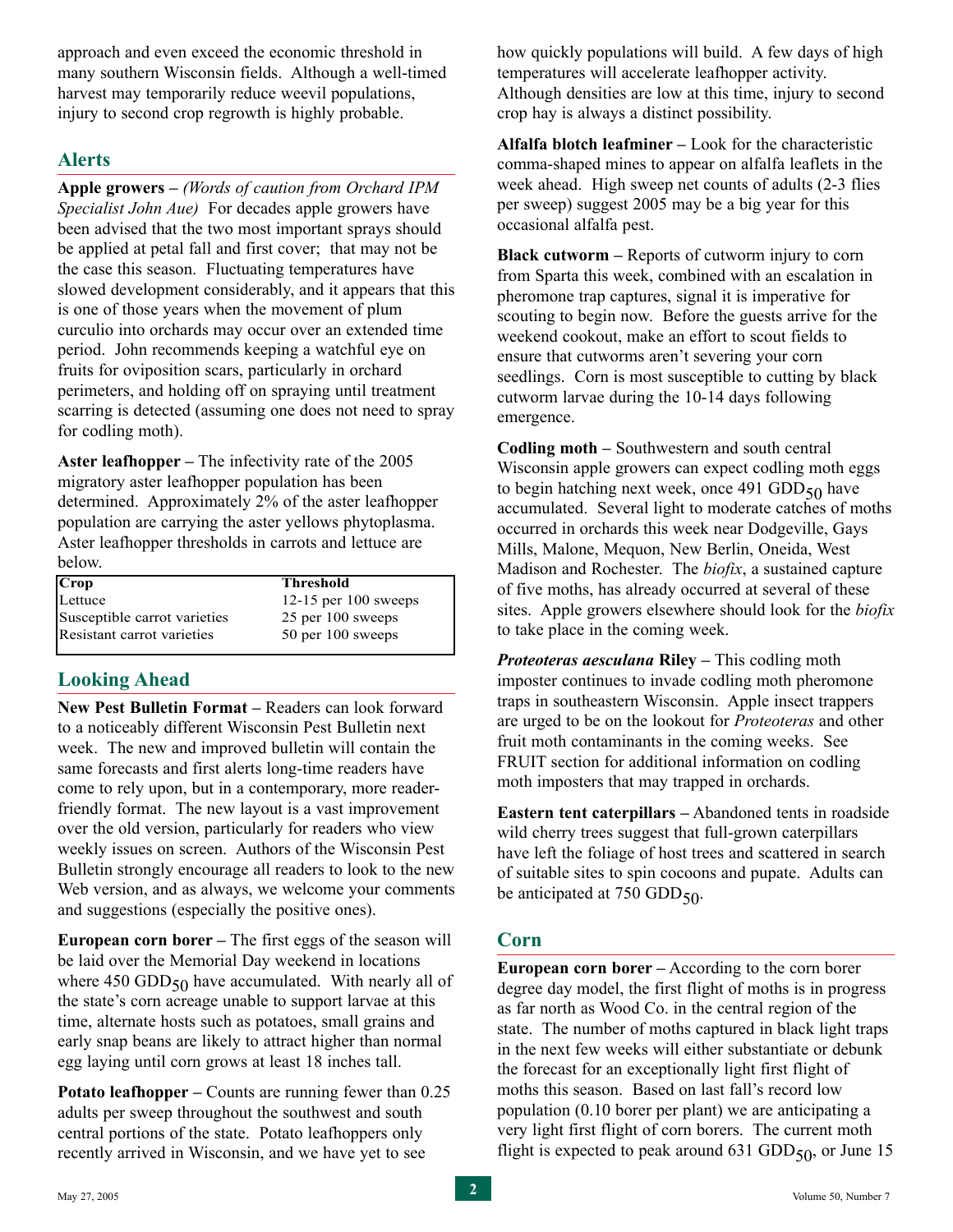approach and even exceed the economic threshold in many southern Wisconsin fields. Although a well-timed harvest may temporarily reduce weevil populations, injury to second crop regrowth is highly probable.

## Alerts

**Apple growers –** *(Words of caution from Orchard IPM Specialist John Aue)* For decades apple growers have been advised that the two most important sprays should be applied at petal fall and first cover; that may not be the case this season. Fluctuating temperatures have slowed development considerably, and it appears that this is one of those years when the movement of plum curculio into orchards may occur over an extended time period. John recommends keeping a watchful eye on fruits for oviposition scars, particularly in orchard perimeters, and holding off on spraying until treatment scarring is detected (assuming one does not need to spray for codling moth).

**Aster leafhopper –** The infectivity rate of the 2005 migratory aster leafhopper population has been determined. Approximately 2% of the aster leafhopper population are carrying the aster yellows phytoplasma. Aster leafhopper thresholds in carrots and lettuce are below.

| Crop | Threshold |
|---|---|
| Lettuce | 12-15 per 100 sweeps |
| Susceptible carrot varieties | 25 per 100 sweeps |
| Resistant carrot varieties | 50 per 100 sweeps |

## Looking Ahead

**New Pest Bulletin Format –** Readers can look forward to a noticeably different Wisconsin Pest Bulletin next week. The new and improved bulletin will contain the same forecasts and first alerts long-time readers have come to rely upon, but in a contemporary, more reader-friendly format. The new layout is a vast improvement over the old version, particularly for readers who view weekly issues on screen. Authors of the Wisconsin Pest Bulletin strongly encourage all readers to look to the new Web version, and as always, we welcome your comments and suggestions (especially the positive ones).

**European corn borer –** The first eggs of the season will be laid over the Memorial Day weekend in locations where 450 $GDD_{50}$ have accumulated. With nearly all of the state's corn acreage unable to support larvae at this time, alternate hosts such as potatoes, small grains and early snap beans are likely to attract higher than normal egg laying until corn grows at least 18 inches tall.

**Potato leafhopper –** Counts are running fewer than 0.25 adults per sweep throughout the southwest and south central portions of the state. Potato leafhoppers only recently arrived in Wisconsin, and we have yet to see how quickly populations will build. A few days of high temperatures will accelerate leafhopper activity. Although densities are low at this time, injury to second crop hay is always a distinct possibility.

**Alfalfa blotch leafminer –** Look for the characteristic comma-shaped mines to appear on alfalfa leaflets in the week ahead. High sweep net counts of adults (2-3 flies per sweep) suggest 2005 may be a big year for this occasional alfalfa pest.

**Black cutworm –** Reports of cutworm injury to corn from Sparta this week, combined with an escalation in pheromone trap captures, signal it is imperative for scouting to begin now. Before the guests arrive for the weekend cookout, make an effort to scout fields to ensure that cutworms aren't severing your corn seedlings. Corn is most susceptible to cutting by black cutworm larvae during the 10-14 days following emergence.

**Codling moth –** Southwestern and south central Wisconsin apple growers can expect codling moth eggs to begin hatching next week, once 491 $GDD_{50}$ have accumulated. Several light to moderate catches of moths occurred in orchards this week near Dodgeville, Gays Mills, Malone, Mequon, New Berlin, Oneida, West Madison and Rochester. The *biofix*, a sustained capture of five moths, has already occurred at several of these sites. Apple growers elsewhere should look for the *biofix* to take place in the coming week.

***Proteoteras aesculana* Riley –** This codling moth imposter continues to invade codling moth pheromone traps in southeastern Wisconsin. Apple insect trappers are urged to be on the lookout for *Proteoteras* and other fruit moth contaminants in the coming weeks. See FRUIT section for additional information on codling moth imposters that may trapped in orchards.

**Eastern tent caterpillars –** Abandoned tents in roadside wild cherry trees suggest that full-grown caterpillars have left the foliage of host trees and scattered in search of suitable sites to spin cocoons and pupate. Adults can be anticipated at 750 $GDD_{50}$.

## Corn

**European corn borer –** According to the corn borer degree day model, the first flight of moths is in progress as far north as Wood Co. in the central region of the state. The number of moths captured in black light traps in the next few weeks will either substantiate or debunk the forecast for an exceptionally light first flight of moths this season. Based on last fall's record low population (0.10 borer per plant) we are anticipating a very light first flight of corn borers. The current moth flight is expected to peak around 631 $GDD_{50}$, or June 15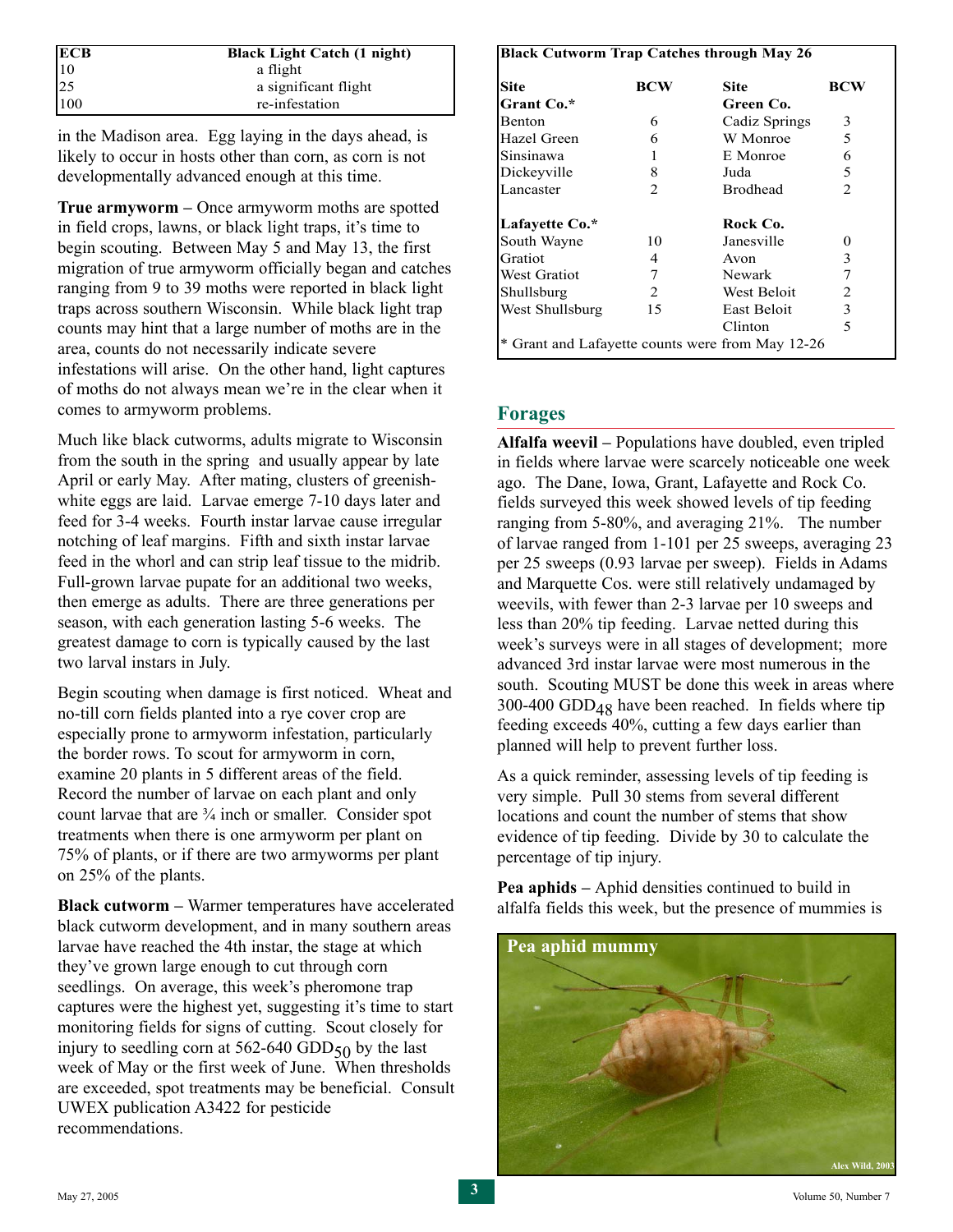| ECB | Black Light Catch (1 night) |
|---|---|
| 10 | a flight |
| 25 | a significant flight |
| 100 | re-infestation |

in the Madison area. Egg laying in the days ahead, is likely to occur in hosts other than corn, as corn is not developmentally advanced enough at this time.

**True armyworm –** Once armyworm moths are spotted in field crops, lawns, or black light traps, it's time to begin scouting. Between May 5 and May 13, the first migration of true armyworm officially began and catches ranging from 9 to 39 moths were reported in black light traps across southern Wisconsin. While black light trap counts may hint that a large number of moths are in the area, counts do not necessarily indicate severe infestations will arise. On the other hand, light captures of moths do not always mean we're in the clear when it comes to armyworm problems.

Much like black cutworms, adults migrate to Wisconsin from the south in the spring and usually appear by late April or early May. After mating, clusters of greenish-white eggs are laid. Larvae emerge 7-10 days later and feed for 3-4 weeks. Fourth instar larvae cause irregular notching of leaf margins. Fifth and sixth instar larvae feed in the whorl and can strip leaf tissue to the midrib. Full-grown larvae pupate for an additional two weeks, then emerge as adults. There are three generations per season, with each generation lasting 5-6 weeks. The greatest damage to corn is typically caused by the last two larval instars in July.

Begin scouting when damage is first noticed. Wheat and no-till corn fields planted into a rye cover crop are especially prone to armyworm infestation, particularly the border rows. To scout for armyworm in corn, examine 20 plants in 5 different areas of the field. Record the number of larvae on each plant and only count larvae that are ¾ inch or smaller. Consider spot treatments when there is one armyworm per plant on 75% of plants, or if there are two armyworms per plant on 25% of the plants.

**Black cutworm –** Warmer temperatures have accelerated black cutworm development, and in many southern areas larvae have reached the 4th instar, the stage at which they've grown large enough to cut through corn seedlings. On average, this week's pheromone trap captures were the highest yet, suggesting it's time to start monitoring fields for signs of cutting. Scout closely for injury to seedling corn at 562-640 $GDD_{50}$ by the last week of May or the first week of June. When thresholds are exceeded, spot treatments may be beneficial. Consult UWEX publication A3422 for pesticide recommendations.

**Black Cutworm Trap Catches through May 26**

| Site | BCW | Site | BCW |
|---|---|---|---|
| **Grant Co.*** | | **Green Co.** | |
| Benton | 6 | Cadiz Springs | 3 |
| Hazel Green | 6 | W Monroe | 5 |
| Sinsinawa | 1 | E Monroe | 6 |
| Dickeyville | 8 | Juda | 5 |
| Lancaster | 2 | Brodhead | 2 |
| **Lafayette Co.*** | | **Rock Co.** | |
| South Wayne | 10 | Janesville | 0 |
| Gratiot | 4 | Avon | 3 |
| West Gratiot | 7 | Newark | 7 |
| Shullsburg | 2 | West Beloit | 2 |
| West Shullsburg | 15 | East Beloit | 3 |
| | | Clinton | 5 |

\* Grant and Lafayette counts were from May 12-26

## Forages

**Alfalfa weevil –** Populations have doubled, even tripled in fields where larvae were scarcely noticeable one week ago. The Dane, Iowa, Grant, Lafayette and Rock Co. fields surveyed this week showed levels of tip feeding ranging from 5-80%, and averaging 21%. The number of larvae ranged from 1-101 per 25 sweeps, averaging 23 per 25 sweeps (0.93 larvae per sweep). Fields in Adams and Marquette Cos. were still relatively undamaged by weevils, with fewer than 2-3 larvae per 10 sweeps and less than 20% tip feeding. Larvae netted during this week's surveys were in all stages of development; more advanced 3rd instar larvae were most numerous in the south. Scouting MUST be done this week in areas where 300-400 $GDD_{48}$ have been reached. In fields where tip feeding exceeds 40%, cutting a few days earlier than planned will help to prevent further loss.

As a quick reminder, assessing levels of tip feeding is very simple. Pull 30 stems from several different locations and count the number of stems that show evidence of tip feeding. Divide by 30 to calculate the percentage of tip injury.

**Pea aphids –** Aphid densities continued to build in alfalfa fields this week, but the presence of mummies is

Pea aphid mummy

Alex Wild, 2003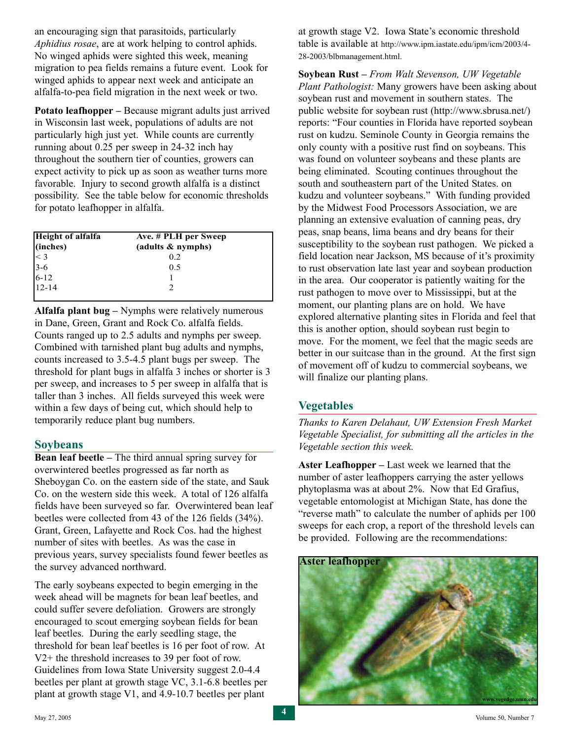an encouraging sign that parasitoids, particularly *Aphidius rosae*, are at work helping to control aphids. No winged aphids were sighted this week, meaning migration to pea fields remains a future event. Look for winged aphids to appear next week and anticipate an alfalfa-to-pea field migration in the next week or two.

**Potato leafhopper –** Because migrant adults just arrived in Wisconsin last week, populations of adults are not particularly high just yet. While counts are currently running about 0.25 per sweep in 24-32 inch hay throughout the southern tier of counties, growers can expect activity to pick up as soon as weather turns more favorable. Injury to second growth alfalfa is a distinct possibility. See the table below for economic thresholds for potato leafhopper in alfalfa.

| Height of alfalfa (inches) | Ave. # PLH per Sweep (adults & nymphs) |
|---|---|
| < 3 | 0.2 |
| 3-6 | 0.5 |
| 6-12 | 1 |
| 12-14 | 2 |

**Alfalfa plant bug –** Nymphs were relatively numerous in Dane, Green, Grant and Rock Co. alfalfa fields. Counts ranged up to 2.5 adults and nymphs per sweep. Combined with tarnished plant bug adults and nymphs, counts increased to 3.5-4.5 plant bugs per sweep. The threshold for plant bugs in alfalfa 3 inches or shorter is 3 per sweep, and increases to 5 per sweep in alfalfa that is taller than 3 inches. All fields surveyed this week were within a few days of being cut, which should help to temporarily reduce plant bug numbers.

## Soybeans

**Bean leaf beetle –** The third annual spring survey for overwintered beetles progressed as far north as Sheboygan Co. on the eastern side of the state, and Sauk Co. on the western side this week. A total of 126 alfalfa fields have been surveyed so far. Overwintered bean leaf beetles were collected from 43 of the 126 fields (34%). Grant, Green, Lafayette and Rock Cos. had the highest number of sites with beetles. As was the case in previous years, survey specialists found fewer beetles as the survey advanced northward.

The early soybeans expected to begin emerging in the week ahead will be magnets for bean leaf beetles, and could suffer severe defoliation. Growers are strongly encouraged to scout emerging soybean fields for bean leaf beetles. During the early seedling stage, the threshold for bean leaf beetles is 16 per foot of row. At V2+ the threshold increases to 39 per foot of row. Guidelines from Iowa State University suggest 2.0-4.4 beetles per plant at growth stage VC, 3.1-6.8 beetles per plant at growth stage V1, and 4.9-10.7 beetles per plant at growth stage V2. Iowa State's economic threshold table is available at http://www.ipm.iastate.edu/ipm/icm/2003/4-28-2003/blbmanagement.html.

**Soybean Rust –** *From Walt Stevenson, UW Vegetable Plant Pathologist:* Many growers have been asking about soybean rust and movement in southern states. The public website for soybean rust (http://www.sbrusa.net/) reports: "Four counties in Florida have reported soybean rust on kudzu. Seminole County in Georgia remains the only county with a positive rust find on soybeans. This was found on volunteer soybeans and these plants are being eliminated. Scouting continues throughout the south and southeastern part of the United States. on kudzu and volunteer soybeans." With funding provided by the Midwest Food Processors Association, we are planning an extensive evaluation of canning peas, dry peas, snap beans, lima beans and dry beans for their susceptibility to the soybean rust pathogen. We picked a field location near Jackson, MS because of it's proximity to rust observation late last year and soybean production in the area. Our cooperator is patiently waiting for the rust pathogen to move over to Mississippi, but at the moment, our planting plans are on hold. We have explored alternative planting sites in Florida and feel that this is another option, should soybean rust begin to move. For the moment, we feel that the magic seeds are better in our suitcase than in the ground. At the first sign of movement off of kudzu to commercial soybeans, we will finalize our planting plans.

## Vegetables

*Thanks to Karen Delahaut, UW Extension Fresh Market Vegetable Specialist, for submitting all the articles in the Vegetable section this week.*

**Aster Leafhopper –** Last week we learned that the number of aster leafhoppers carrying the aster yellows phytoplasma was at about 2%. Now that Ed Grafius, vegetable entomologist at Michigan State, has done the "reverse math" to calculate the number of aphids per 100 sweeps for each crop, a report of the threshold levels can be provided. Following are the recommendations:

Aster leafhopper

www.vegedge.umn.edu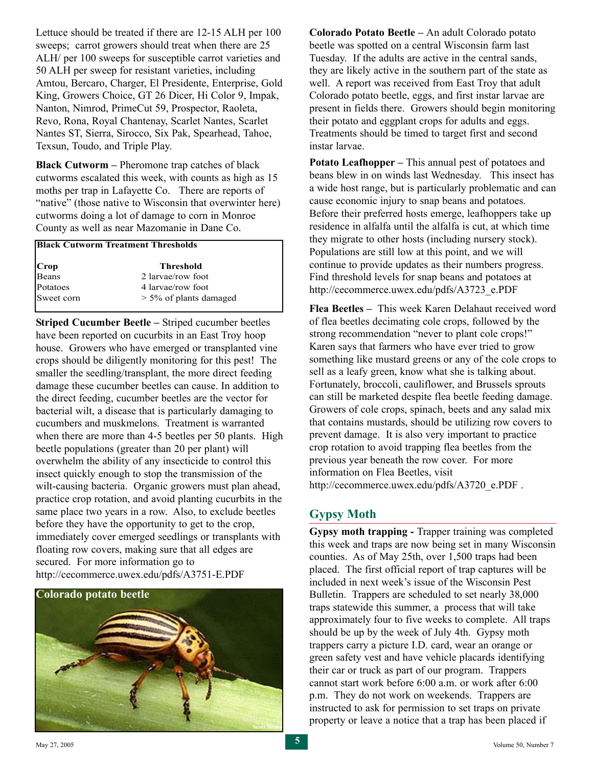Lettuce should be treated if there are 12-15 ALH per 100 sweeps; carrot growers should treat when there are 25 ALH/ per 100 sweeps for susceptible carrot varieties and 50 ALH per sweep for resistant varieties, including Amtou, Bercaro, Charger, El Presidente, Enterprise, Gold King, Growers Choice, GT 26 Dicer, Hi Color 9, Impak, Nanton, Nimrod, PrimeCut 59, Prospector, Raoleta, Revo, Rona, Royal Chantenay, Scarlet Nantes, Scarlet Nantes ST, Sierra, Sirocco, Six Pak, Spearhead, Tahoe, Texsun, Toudo, and Triple Play.

**Black Cutworm –** Pheromone trap catches of black cutworms escalated this week, with counts as high as 15 moths per trap in Lafayette Co. There are reports of "native" (those native to Wisconsin that overwinter here) cutworms doing a lot of damage to corn in Monroe County as well as near Mazomanie in Dane Co.

**Black Cutworm Treatment Thresholds**

| Crop | Threshold |
|---|---|
| Beans | 2 larvae/row foot |
| Potatoes | 4 larvae/row foot |
| Sweet corn | > 5% of plants damaged |

**Striped Cucumber Beetle –** Striped cucumber beetles have been reported on cucurbits in an East Troy hoop house. Growers who have emerged or transplanted vine crops should be diligently monitoring for this pest! The smaller the seedling/transplant, the more direct feeding damage these cucumber beetles can cause. In addition to the direct feeding, cucumber beetles are the vector for bacterial wilt, a disease that is particularly damaging to cucumbers and muskmelons. Treatment is warranted when there are more than 4-5 beetles per 50 plants. High beetle populations (greater than 20 per plant) will overwhelm the ability of any insecticide to control this insect quickly enough to stop the transmission of the wilt-causing bacteria. Organic growers must plan ahead, practice crop rotation, and avoid planting cucurbits in the same place two years in a row. Also, to exclude beetles before they have the opportunity to get to the crop, immediately cover emerged seedlings or transplants with floating row covers, making sure that all edges are secured. For more information go to http://cecommerce.uwex.edu/pdfs/A3751-E.PDF

**Colorado potato beetle**

**Colorado Potato Beetle –** An adult Colorado potato beetle was spotted on a central Wisconsin farm last Tuesday. If the adults are active in the central sands, they are likely active in the southern part of the state as well. A report was received from East Troy that adult Colorado potato beetle, eggs, and first instar larvae are present in fields there. Growers should begin monitoring their potato and eggplant crops for adults and eggs. Treatments should be timed to target first and second instar larvae.

**Potato Leafhopper –** This annual pest of potatoes and beans blew in on winds last Wednesday. This insect has a wide host range, but is particularly problematic and can cause economic injury to snap beans and potatoes. Before their preferred hosts emerge, leafhoppers take up residence in alfalfa until the alfalfa is cut, at which time they migrate to other hosts (including nursery stock). Populations are still low at this point, and we will continue to provide updates as their numbers progress. Find threshold levels for snap beans and potatoes at http://cecommerce.uwex.edu/pdfs/A3723_e.PDF

**Flea Beetles –** This week Karen Delahaut received word of flea beetles decimating cole crops, followed by the strong recommendation "never to plant cole crops!" Karen says that farmers who have ever tried to grow something like mustard greens or any of the cole crops to sell as a leafy green, know what she is talking about. Fortunately, broccoli, cauliflower, and Brussels sprouts can still be marketed despite flea beetle feeding damage. Growers of cole crops, spinach, beets and any salad mix that contains mustards, should be utilizing row covers to prevent damage. It is also very important to practice crop rotation to avoid trapping flea beetles from the previous year beneath the row cover. For more information on Flea Beetles, visit http://cecommerce.uwex.edu/pdfs/A3720_e.PDF .

## Gypsy Moth

**Gypsy moth trapping -** Trapper training was completed this week and traps are now being set in many Wisconsin counties. As of May 25th, over 1,500 traps had been placed. The first official report of trap captures will be included in next week's issue of the Wisconsin Pest Bulletin. Trappers are scheduled to set nearly 38,000 traps statewide this summer, a process that will take approximately four to five weeks to complete. All traps should be up by the week of July 4th. Gypsy moth trappers carry a picture I.D. card, wear an orange or green safety vest and have vehicle placards identifying their car or truck as part of our program. Trappers cannot start work before 6:00 a.m. or work after 6:00 p.m. They do not work on weekends. Trappers are instructed to ask for permission to set traps on private property or leave a notice that a trap has been placed if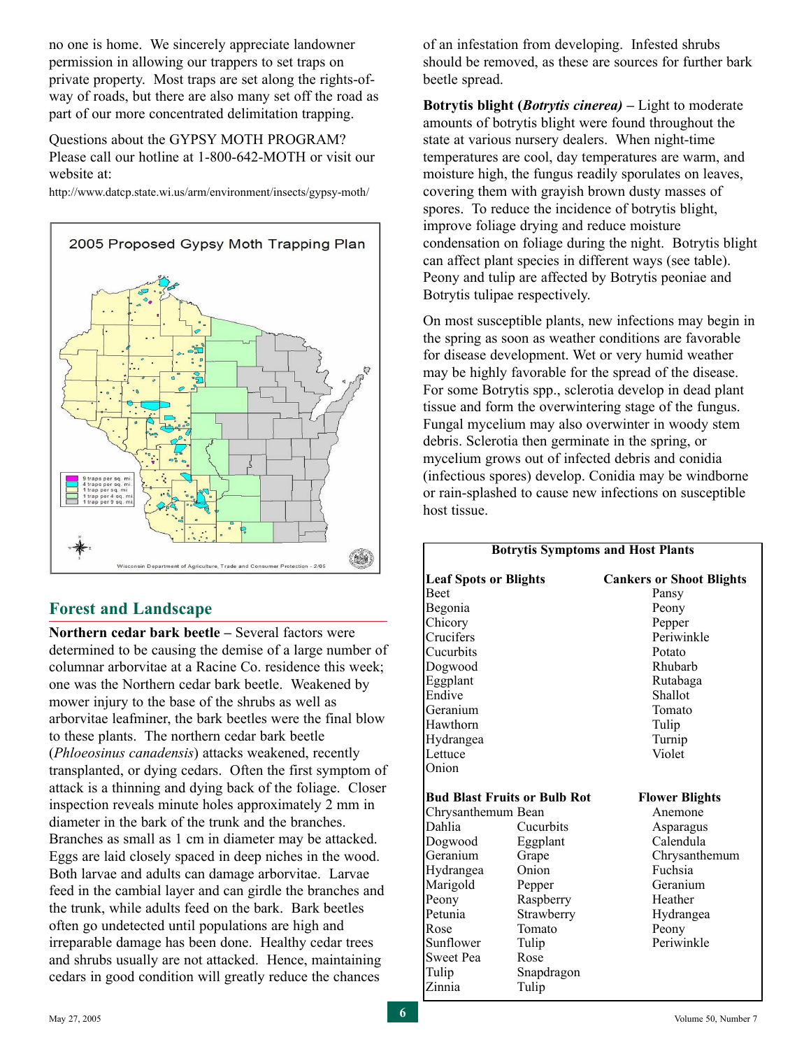no one is home. We sincerely appreciate landowner permission in allowing our trappers to set traps on private property. Most traps are set along the rights-of-way of roads, but there are also many set off the road as part of our more concentrated delimitation trapping.

Questions about the GYPSY MOTH PROGRAM? Please call our hotline at 1-800-642-MOTH or visit our website at:

http://www.datcp.state.wi.us/arm/environment/insects/gypsy-moth/

2005 Proposed Gypsy Moth Trapping Plan

9 traps per sq. mi.
4 traps per sq. mi.
1 trap per sq. mi.
1 trap per 4 sq. mi.
1 trap per 9 sq. mi.

Wisconsin Department of Agriculture, Trade and Consumer Protection - 2/05

## Forest and Landscape

**Northern cedar bark beetle** – Several factors were determined to be causing the demise of a large number of columnar arborvitae at a Racine Co. residence this week; one was the Northern cedar bark beetle. Weakened by mower injury to the base of the shrubs as well as arborvitae leafminer, the bark beetles were the final blow to these plants. The northern cedar bark beetle (*Phloeosinus canadensis*) attacks weakened, recently transplanted, or dying cedars. Often the first symptom of attack is a thinning and dying back of the foliage. Closer inspection reveals minute holes approximately 2 mm in diameter in the bark of the trunk and the branches. Branches as small as 1 cm in diameter may be attacked. Eggs are laid closely spaced in deep niches in the wood. Both larvae and adults can damage arborvitae. Larvae feed in the cambial layer and can girdle the branches and the trunk, while adults feed on the bark. Bark beetles often go undetected until populations are high and irreparable damage has been done. Healthy cedar trees and shrubs usually are not attacked. Hence, maintaining cedars in good condition will greatly reduce the chances of an infestation from developing. Infested shrubs should be removed, as these are sources for further bark beetle spread.

**Botrytis blight (*Botrytis cinerea)*** – Light to moderate amounts of botrytis blight were found throughout the state at various nursery dealers. When night-time temperatures are cool, day temperatures are warm, and moisture high, the fungus readily sporulates on leaves, covering them with grayish brown dusty masses of spores. To reduce the incidence of botrytis blight, improve foliage drying and reduce moisture condensation on foliage during the night. Botrytis blight can affect plant species in different ways (see table). Peony and tulip are affected by Botrytis peoniae and Botrytis tulipae respectively.

On most susceptible plants, new infections may begin in the spring as soon as weather conditions are favorable for disease development. Wet or very humid weather may be highly favorable for the spread of the disease. For some Botrytis spp., sclerotia develop in dead plant tissue and form the overwintering stage of the fungus. Fungal mycelium may also overwinter in woody stem debris. Sclerotia then germinate in the spring, or mycelium grows out of infected debris and conidia (infectious spores) develop. Conidia may be windborne or rain-splashed to cause new infections on susceptible host tissue.

**Botrytis Symptoms and Host Plants**

| Leaf Spots or Blights | Cankers or Shoot Blights |
|---|---|
| Beet | Pansy |
| Begonia | Peony |
| Chicory | Pepper |
| Crucifers | Periwinkle |
| Cucurbits | Potato |
| Dogwood | Rhubarb |
| Eggplant | Rutabaga |
| Endive | Shallot |
| Geranium | Tomato |
| Hawthorn | Tulip |
| Hydrangea | Turnip |
| Lettuce | Violet |
| Onion | |

| Bud Blast | Fruits or Bulb Rot | Flower Blights |
|---|---|---|
| Chrysanthemum | Bean | Anemone |
| Dahlia | Cucurbits | Asparagus |
| Dogwood | Eggplant | Calendula |
| Geranium | Grape | Chrysanthemum |
| Hydrangea | Onion | Fuchsia |
| Marigold | Pepper | Geranium |
| Peony | Raspberry | Heather |
| Petunia | Strawberry | Hydrangea |
| Rose | Tomato | Peony |
| Sunflower | Tulip | Periwinkle |
| Sweet Pea | Rose | |
| Tulip | Snapdragon | |
| Zinnia | Tulip | |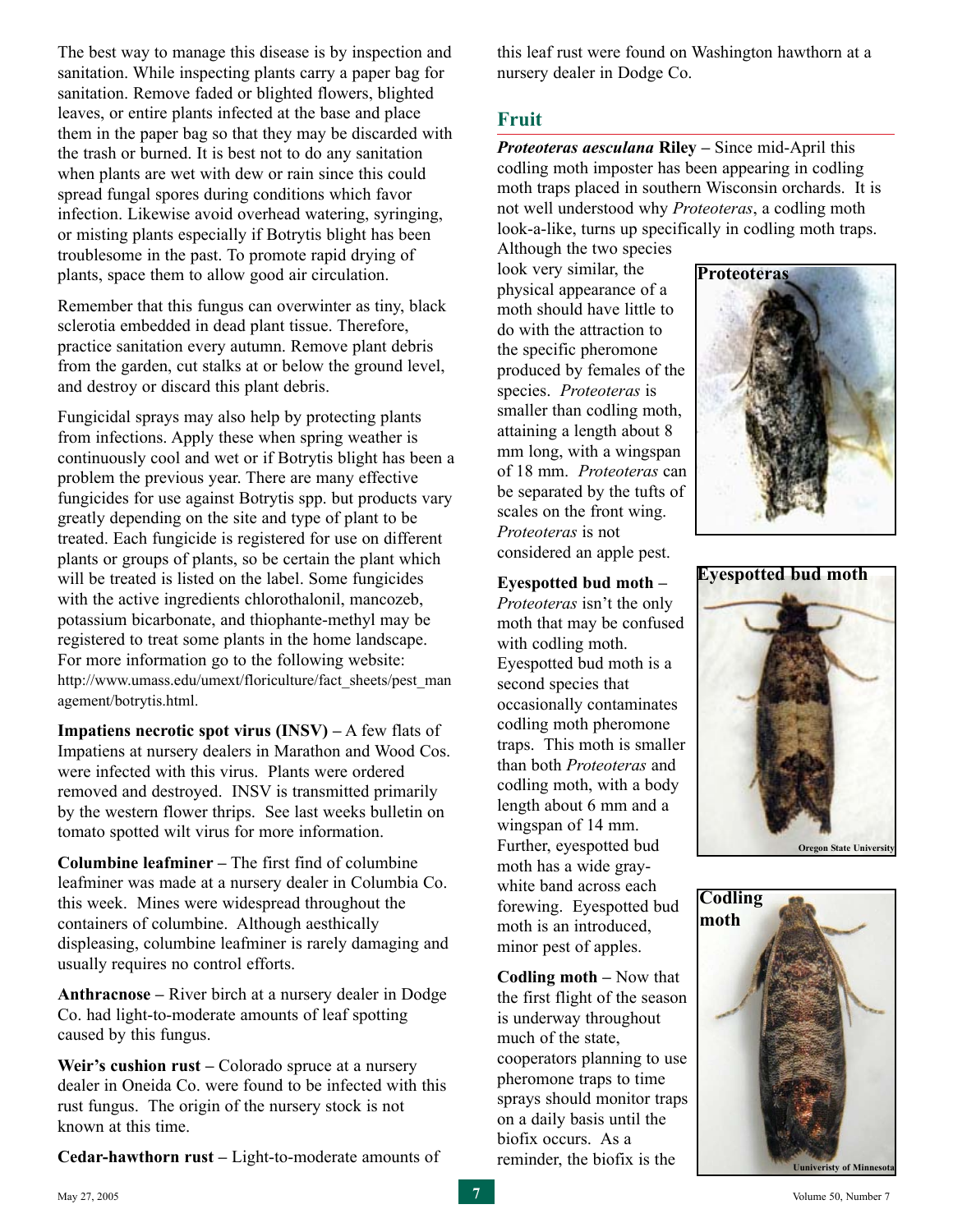The best way to manage this disease is by inspection and sanitation. While inspecting plants carry a paper bag for sanitation. Remove faded or blighted flowers, blighted leaves, or entire plants infected at the base and place them in the paper bag so that they may be discarded with the trash or burned. It is best not to do any sanitation when plants are wet with dew or rain since this could spread fungal spores during conditions which favor infection. Likewise avoid overhead watering, syringing, or misting plants especially if Botrytis blight has been troublesome in the past. To promote rapid drying of plants, space them to allow good air circulation.

Remember that this fungus can overwinter as tiny, black sclerotia embedded in dead plant tissue. Therefore, practice sanitation every autumn. Remove plant debris from the garden, cut stalks at or below the ground level, and destroy or discard this plant debris.

Fungicidal sprays may also help by protecting plants from infections. Apply these when spring weather is continuously cool and wet or if Botrytis blight has been a problem the previous year. There are many effective fungicides for use against Botrytis spp. but products vary greatly depending on the site and type of plant to be treated. Each fungicide is registered for use on different plants or groups of plants, so be certain the plant which will be treated is listed on the label. Some fungicides with the active ingredients chlorothalonil, mancozeb, potassium bicarbonate, and thiophante-methyl may be registered to treat some plants in the home landscape. For more information go to the following website: http://www.umass.edu/umext/floriculture/fact_sheets/pest_management/botrytis.html.

**Impatiens necrotic spot virus (INSV) –** A few flats of Impatiens at nursery dealers in Marathon and Wood Cos. were infected with this virus. Plants were ordered removed and destroyed. INSV is transmitted primarily by the western flower thrips. See last weeks bulletin on tomato spotted wilt virus for more information.

**Columbine leafminer –** The first find of columbine leafminer was made at a nursery dealer in Columbia Co. this week. Mines were widespread throughout the containers of columbine. Although aesthically displeasing, columbine leafminer is rarely damaging and usually requires no control efforts.

**Anthracnose –** River birch at a nursery dealer in Dodge Co. had light-to-moderate amounts of leaf spotting caused by this fungus.

**Weir's cushion rust –** Colorado spruce at a nursery dealer in Oneida Co. were found to be infected with this rust fungus. The origin of the nursery stock is not known at this time.

**Cedar-hawthorn rust –** Light-to-moderate amounts of this leaf rust were found on Washington hawthorn at a nursery dealer in Dodge Co.

## Fruit

***Proteoteras aesculana* Riley –** Since mid-April this codling moth imposter has been appearing in codling moth traps placed in southern Wisconsin orchards. It is not well understood why *Proteoteras*, a codling moth look-a-like, turns up specifically in codling moth traps. Although the two species look very similar, the physical appearance of a moth should have little to do with the attraction to the specific pheromone produced by females of the species. *Proteoteras* is smaller than codling moth, attaining a length about 8 mm long, with a wingspan of 18 mm. *Proteoteras* can be separated by the tufts of scales on the front wing. *Proteoteras* is not considered an apple pest.

Proteoteras

**Eyespotted bud moth –** *Proteoteras* isn't the only moth that may be confused with codling moth. Eyespotted bud moth is a second species that occasionally contaminates codling moth pheromone traps. This moth is smaller than both *Proteoteras* and codling moth, with a body length about 6 mm and a wingspan of 14 mm. Further, eyespotted bud moth has a wide gray-white band across each forewing. Eyespotted bud moth is an introduced, minor pest of apples.

Eyespotted bud moth

Oregon State University

**Codling moth –** Now that the first flight of the season is underway throughout much of the state, cooperators planning to use pheromone traps to time sprays should monitor traps on a daily basis until the biofix occurs. As a reminder, the biofix is the

Codling moth

Univeristy of Minnesota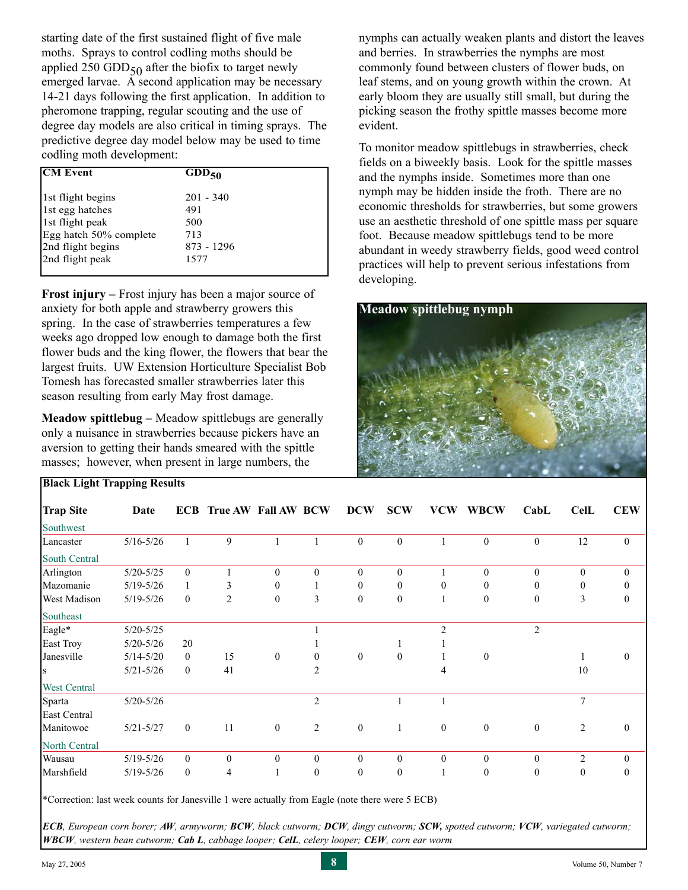starting date of the first sustained flight of five male moths. Sprays to control codling moths should be applied 250 $GDD_{50}$ after the biofix to target newly emerged larvae. A second application may be necessary 14-21 days following the first application. In addition to pheromone trapping, regular scouting and the use of degree day models are also critical in timing sprays. The predictive degree day model below may be used to time codling moth development:

| CM Event | $GDD_{50}$ |
|---|---|
| 1st flight begins | 201 - 340 |
| 1st egg hatches | 491 |
| 1st flight peak | 500 |
| Egg hatch 50% complete | 713 |
| 2nd flight begins | 873 - 1296 |
| 2nd flight peak | 1577 |

**Frost injury –** Frost injury has been a major source of anxiety for both apple and strawberry growers this spring. In the case of strawberries temperatures a few weeks ago dropped low enough to damage both the first flower buds and the king flower, the flowers that bear the largest fruits. UW Extension Horticulture Specialist Bob Tomesh has forecasted smaller strawberries later this season resulting from early May frost damage.

**Meadow spittlebug –** Meadow spittlebugs are generally only a nuisance in strawberries because pickers have an aversion to getting their hands smeared with the spittle masses; however, when present in large numbers, the nymphs can actually weaken plants and distort the leaves and berries. In strawberries the nymphs are most commonly found between clusters of flower buds, on leaf stems, and on young growth within the crown. At early bloom they are usually still small, but during the picking season the frothy spittle masses become more evident.

To monitor meadow spittlebugs in strawberries, check fields on a biweekly basis. Look for the spittle masses and the nymphs inside. Sometimes more than one nymph may be hidden inside the froth. There are no economic thresholds for strawberries, but some growers use an aesthetic threshold of one spittle mass per square foot. Because meadow spittlebugs tend to be more abundant in weedy strawberry fields, good weed control practices will help to prevent serious infestations from developing.

**Black Light Trapping Results**

| Trap Site | Date | ECB | True AW | Fall AW | BCW | DCW | SCW | VCW | WBCW | CabL | CelL | CEW |
|---|---|---|---|---|---|---|---|---|---|---|---|---|
| Southwest | | | | | | | | | | | | |
| Lancaster | 5/16-5/26 | 1 | 9 | 1 | 1 | 0 | 0 | 1 | 0 | 0 | 12 | 0 |
| South Central | | | | | | | | | | | | |
| Arlington | 5/20-5/25 | 0 | 1 | 0 | 0 | 0 | 0 | 1 | 0 | 0 | 0 | 0 |
| Mazomanie | 5/19-5/26 | 1 | 3 | 0 | 1 | 0 | 0 | 0 | 0 | 0 | 0 | 0 |
| West Madison | 5/19-5/26 | 0 | 2 | 0 | 3 | 0 | 0 | 1 | 0 | 0 | 3 | 0 |
| Southeast | | | | | | | | | | | | |
| Eagle* | 5/20-5/25 | | | | 1 | | | 2 | | 2 | | |
| East Troy | 5/20-5/26 | 20 | | | 1 | | 1 | 1 | | | | |
| Janesville | 5/14-5/20 | 0 | 15 | 0 | 0 | 0 | 0 | 1 | 0 | | 1 | 0 |
| s | 5/21-5/26 | 0 | 41 | | 2 | | | 4 | | | 10 | |
| West Central | | | | | | | | | | | | |
| Sparta | 5/20-5/26 | | | | 2 | | 1 | 1 | | | 7 | |
| East Central | | | | | | | | | | | | |
| Manitowoc | 5/21-5/27 | 0 | 11 | 0 | 2 | 0 | 1 | 0 | 0 | 0 | 2 | 0 |
| North Central | | | | | | | | | | | | |
| Wausau | 5/19-5/26 | 0 | 0 | 0 | 0 | 0 | 0 | 0 | 0 | 0 | 2 | 0 |
| Marshfield | 5/19-5/26 | 0 | 4 | 1 | 0 | 0 | 0 | 1 | 0 | 0 | 0 | 0 |

*Correction: last week counts for Janesville 1 were actually from Eagle (note there were 5 ECB)

***ECB**, European corn borer; **AW**, armyworm; **BCW**, black cutworm; **DCW**, dingy cutworm; **SCW,** spotted cutworm; **VCW**, variegated cutworm; **WBCW**, western bean cutworm; **Cab L**, cabbage looper; **CelL**, celery looper; **CEW**, corn ear worm*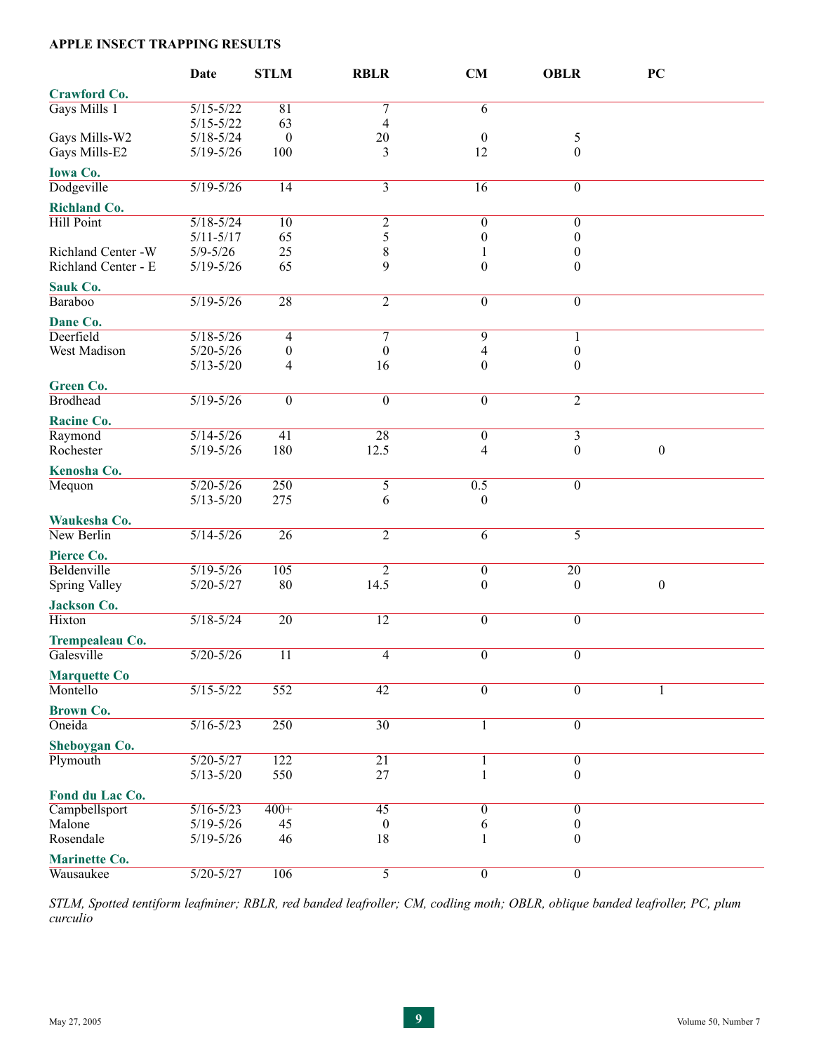## APPLE INSECT TRAPPING RESULTS

| | Date | STLM | RBLR | CM | OBLR | PC |
|---|---|---|---|---|---|---|
| **Crawford Co.** | | | | | | |
| Gays Mills 1 | 5/15-5/22 | 81 | 7 | 6 | | |
| | 5/15-5/22 | 63 | 4 | | | |
| Gays Mills-W2 | 5/18-5/24 | 0 | 20 | 0 | 5 | |
| Gays Mills-E2 | 5/19-5/26 | 100 | 3 | 12 | 0 | |
| **Iowa Co.** | | | | | | |
| Dodgeville | 5/19-5/26 | 14 | 3 | 16 | 0 | |
| **Richland Co.** | | | | | | |
| Hill Point | 5/18-5/24 | 10 | 2 | 0 | 0 | |
| | 5/11-5/17 | 65 | 5 | 0 | 0 | |
| Richland Center -W | 5/9-5/26 | 25 | 8 | 1 | 0 | |
| Richland Center - E | 5/19-5/26 | 65 | 9 | 0 | 0 | |
| **Sauk Co.** | | | | | | |
| Baraboo | 5/19-5/26 | 28 | 2 | 0 | 0 | |
| **Dane Co.** | | | | | | |
| Deerfield | 5/18-5/26 | 4 | 7 | 9 | 1 | |
| West Madison | 5/20-5/26 | 0 | 0 | 4 | 0 | |
| | 5/13-5/20 | 4 | 16 | 0 | 0 | |
| **Green Co.** | | | | | | |
| Brodhead | 5/19-5/26 | 0 | 0 | 0 | 2 | |
| **Racine Co.** | | | | | | |
| Raymond | 5/14-5/26 | 41 | 28 | 0 | 3 | |
| Rochester | 5/19-5/26 | 180 | 12.5 | 4 | 0 | 0 |
| **Kenosha Co.** | | | | | | |
| Mequon | 5/20-5/26 | 250 | 5 | 0.5 | 0 | |
| | 5/13-5/20 | 275 | 6 | 0 | | |
| **Waukesha Co.** | | | | | | |
| New Berlin | 5/14-5/26 | 26 | 2 | 6 | 5 | |
| **Pierce Co.** | | | | | | |
| Beldenville | 5/19-5/26 | 105 | 2 | 0 | 20 | |
| Spring Valley | 5/20-5/27 | 80 | 14.5 | 0 | 0 | 0 |
| **Jackson Co.** | | | | | | |
| Hixton | 5/18-5/24 | 20 | 12 | 0 | 0 | |
| **Trempealeau Co.** | | | | | | |
| Galesville | 5/20-5/26 | 11 | 4 | 0 | 0 | |
| **Marquette Co** | | | | | | |
| Montello | 5/15-5/22 | 552 | 42 | 0 | 0 | 1 |
| **Brown Co.** | | | | | | |
| Oneida | 5/16-5/23 | 250 | 30 | 1 | 0 | |
| **Sheboygan Co.** | | | | | | |
| Plymouth | 5/20-5/27 | 122 | 21 | 1 | 0 | |
| | 5/13-5/20 | 550 | 27 | 1 | 0 | |
| **Fond du Lac Co.** | | | | | | |
| Campbellsport | 5/16-5/23 | 400+ | 45 | 0 | 0 | |
| Malone | 5/19-5/26 | 45 | 0 | 6 | 0 | |
| Rosendale | 5/19-5/26 | 46 | 18 | 1 | 0 | |
| **Marinette Co.** | | | | | | |
| Wausaukee | 5/20-5/27 | 106 | 5 | 0 | 0 | |

*STLM, Spotted tentiform leafminer; RBLR, red banded leafroller; CM, codling moth; OBLR, oblique banded leafroller, PC, plum curculio*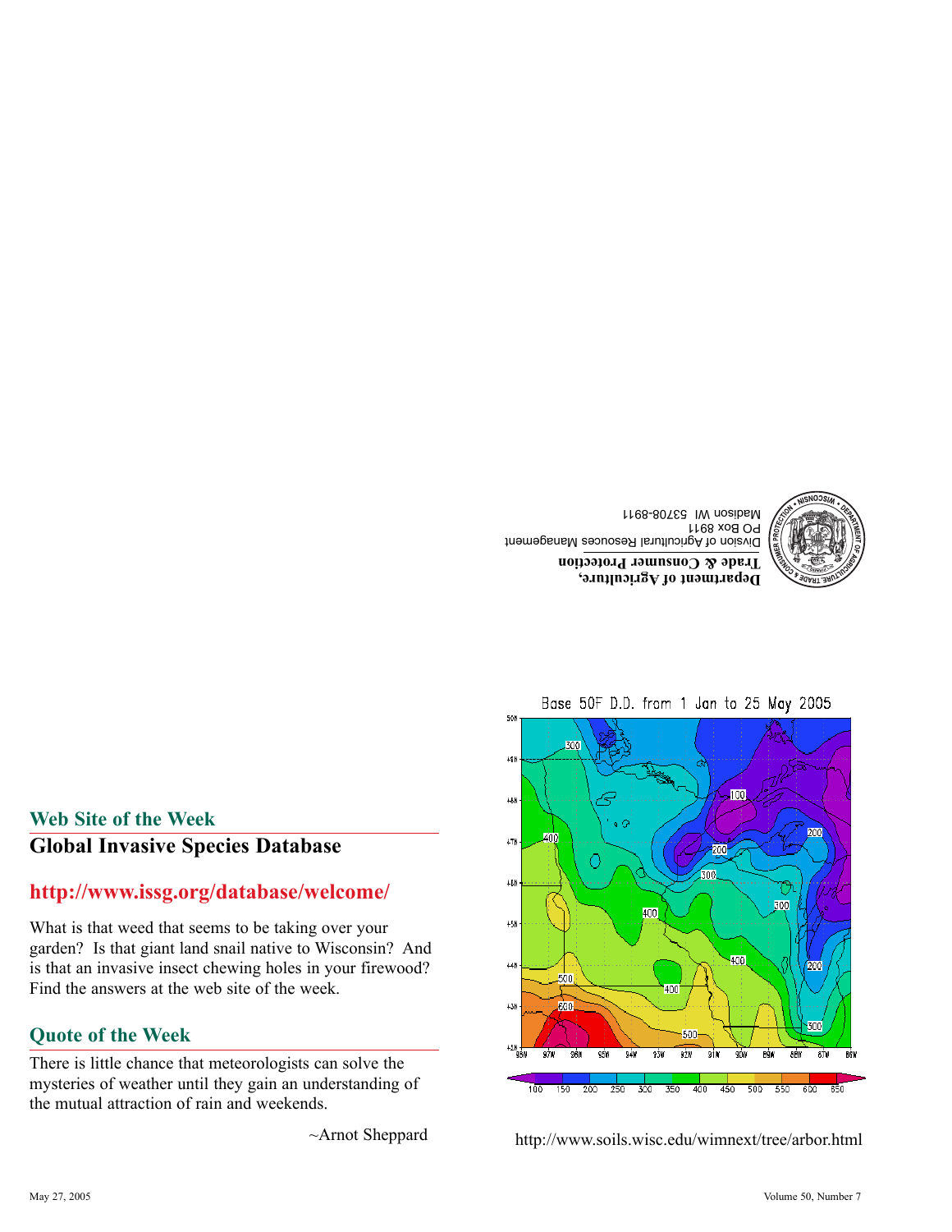Department of Agriculture, Trade & Consumer Protection
Division of Agricultural Resouces Management
PO Box 8911
Madison WI 53708-8911

## Web Site of the Week

## Global Invasive Species Database

**http://www.issg.org/database/welcome/**

What is that weed that seems to be taking over your garden? Is that giant land snail native to Wisconsin? And is that an invasive insect chewing holes in your firewood? Find the answers at the web site of the week.

## Quote of the Week

There is little chance that meteorologists can solve the mysteries of weather until they gain an understanding of the mutual attraction of rain and weekends.

~Arnot Sheppard

Base 50F D.D. from 1 Jan to 25 May 2005

300
100
200
400
200
300
400
300
400
200
500
400
600
500
500

100 150 200 250 300 350 400 450 500 550 600 650

http://www.soils.wisc.edu/wimnext/tree/arbor.html